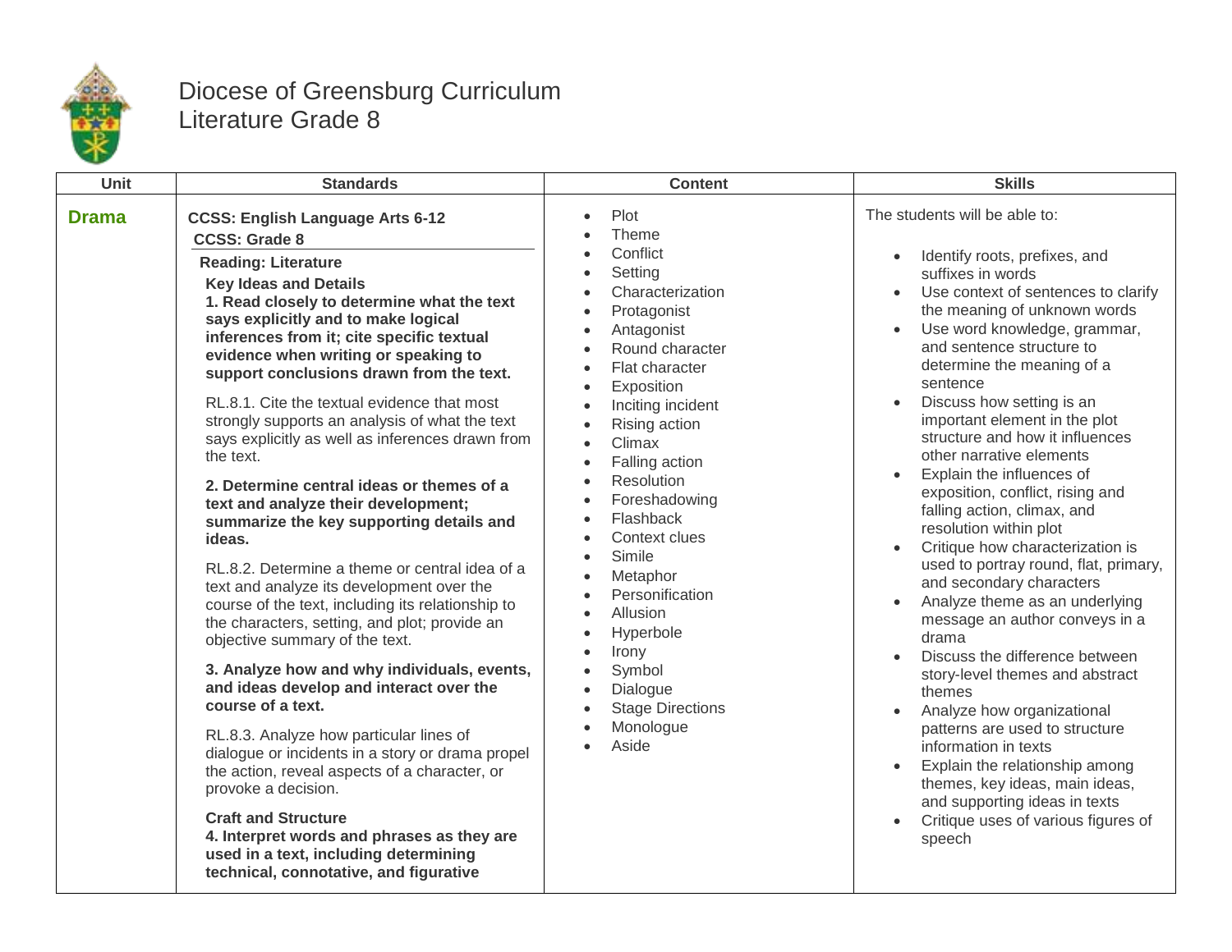# Diocese of Greensburg Curriculum
# Literature Grade 8

| Unit | Standards | Content | Skills |
|---|---|---|---|
| **Drama** | **CCSS: English Language Arts 6-12**<br>**CCSS: Grade 8**<br>**Reading: Literature**<br>**Key Ideas and Details**<br>**1. Read closely to determine what the text says explicitly and to make logical inferences from it; cite specific textual evidence when writing or speaking to support conclusions drawn from the text.**<br>RL.8.1. Cite the textual evidence that most strongly supports an analysis of what the text says explicitly as well as inferences drawn from the text.<br>**2. Determine central ideas or themes of a text and analyze their development; summarize the key supporting details and ideas.**<br>RL.8.2. Determine a theme or central idea of a text and analyze its development over the course of the text, including its relationship to the characters, setting, and plot; provide an objective summary of the text.<br>**3. Analyze how and why individuals, events, and ideas develop and interact over the course of a text.**<br>RL.8.3. Analyze how particular lines of dialogue or incidents in a story or drama propel the action, reveal aspects of a character, or provoke a decision.<br>**Craft and Structure**<br>**4. Interpret words and phrases as they are used in a text, including determining technical, connotative, and figurative** | • Plot<br>• Theme<br>• Conflict<br>• Setting<br>• Characterization<br>• Protagonist<br>• Antagonist<br>• Round character<br>• Flat character<br>• Exposition<br>• Inciting incident<br>• Rising action<br>• Climax<br>• Falling action<br>• Resolution<br>• Foreshadowing<br>• Flashback<br>• Context clues<br>• Simile<br>• Metaphor<br>• Personification<br>• Allusion<br>• Hyperbole<br>• Irony<br>• Symbol<br>• Dialogue<br>• Stage Directions<br>• Monologue<br>• Aside | The students will be able to:<br>• Identify roots, prefixes, and suffixes in words<br>• Use context of sentences to clarify the meaning of unknown words<br>• Use word knowledge, grammar, and sentence structure to determine the meaning of a sentence<br>• Discuss how setting is an important element in the plot structure and how it influences other narrative elements<br>• Explain the influences of exposition, conflict, rising and falling action, climax, and resolution within plot<br>• Critique how characterization is used to portray round, flat, primary, and secondary characters<br>• Analyze theme as an underlying message an author conveys in a drama<br>• Discuss the difference between story-level themes and abstract themes<br>• Analyze how organizational patterns are used to structure information in texts<br>• Explain the relationship among themes, key ideas, main ideas, and supporting ideas in texts<br>• Critique uses of various figures of speech |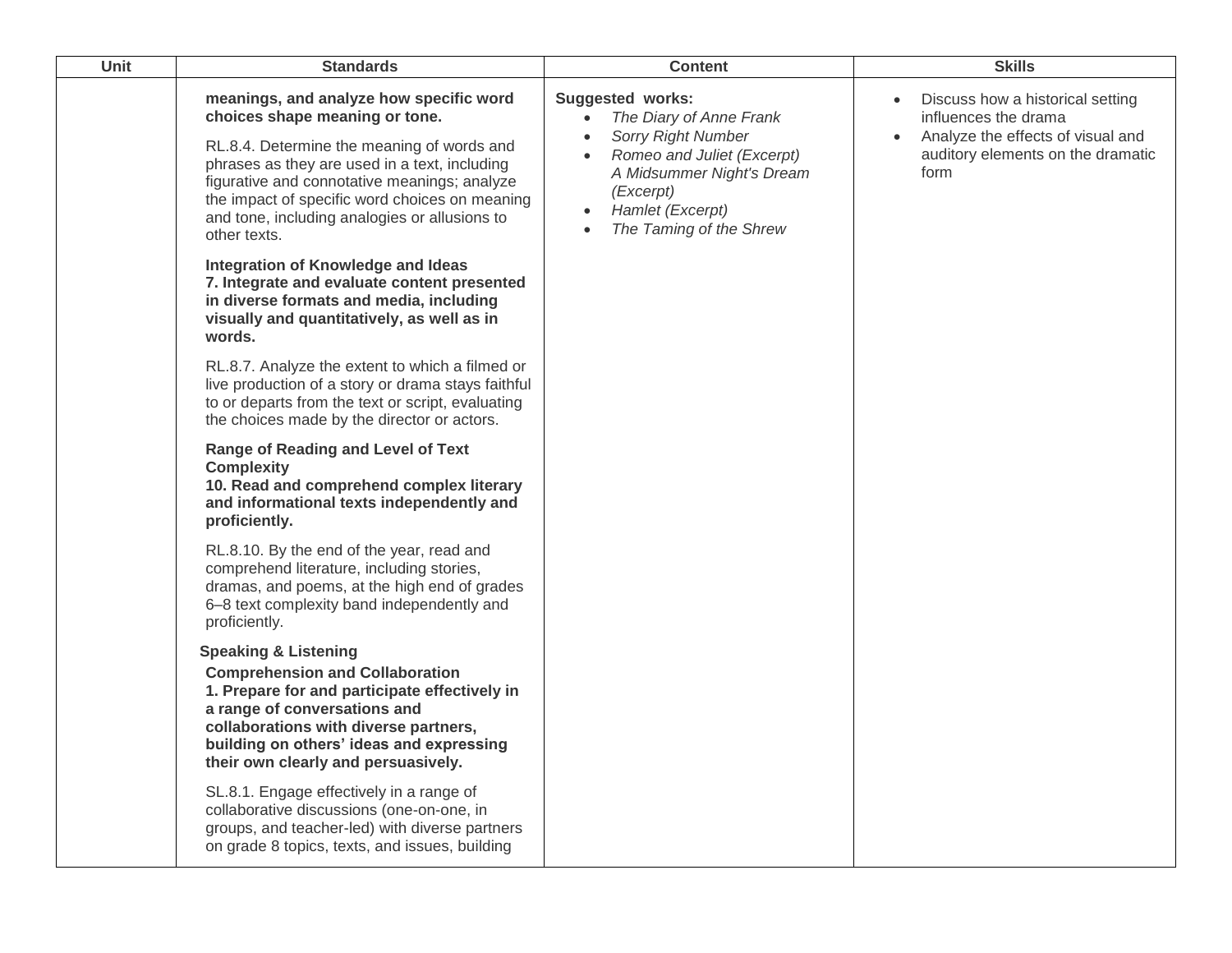| Unit | Standards | Content | Skills |
|---|---|---|---|
| | **meanings, and analyze how specific word choices shape meaning or tone.**<br><br>RL.8.4. Determine the meaning of words and phrases as they are used in a text, including figurative and connotative meanings; analyze the impact of specific word choices on meaning and tone, including analogies or allusions to other texts.<br><br>**Integration of Knowledge and Ideas**<br>**7. Integrate and evaluate content presented in diverse formats and media, including visually and quantitatively, as well as in words.**<br><br>RL.8.7. Analyze the extent to which a filmed or live production of a story or drama stays faithful to or departs from the text or script, evaluating the choices made by the director or actors.<br><br>**Range of Reading and Level of Text Complexity**<br>**10. Read and comprehend complex literary and informational texts independently and proficiently.**<br><br>RL.8.10. By the end of the year, read and comprehend literature, including stories, dramas, and poems, at the high end of grades 6–8 text complexity band independently and proficiently.<br><br>**Speaking & Listening**<br>**Comprehension and Collaboration**<br>**1. Prepare for and participate effectively in a range of conversations and collaborations with diverse partners, building on others' ideas and expressing their own clearly and persuasively.**<br><br>SL.8.1. Engage effectively in a range of collaborative discussions (one-on-one, in groups, and teacher-led) with diverse partners on grade 8 topics, texts, and issues, building | **Suggested works:**<br>• *The Diary of Anne Frank*<br>• *Sorry Right Number*<br>• *Romeo and Juliet (Excerpt)* *A Midsummer Night's Dream (Excerpt)*<br>• *Hamlet (Excerpt)*<br>• *The Taming of the Shrew* | • Discuss how a historical setting influences the drama<br>• Analyze the effects of visual and auditory elements on the dramatic form |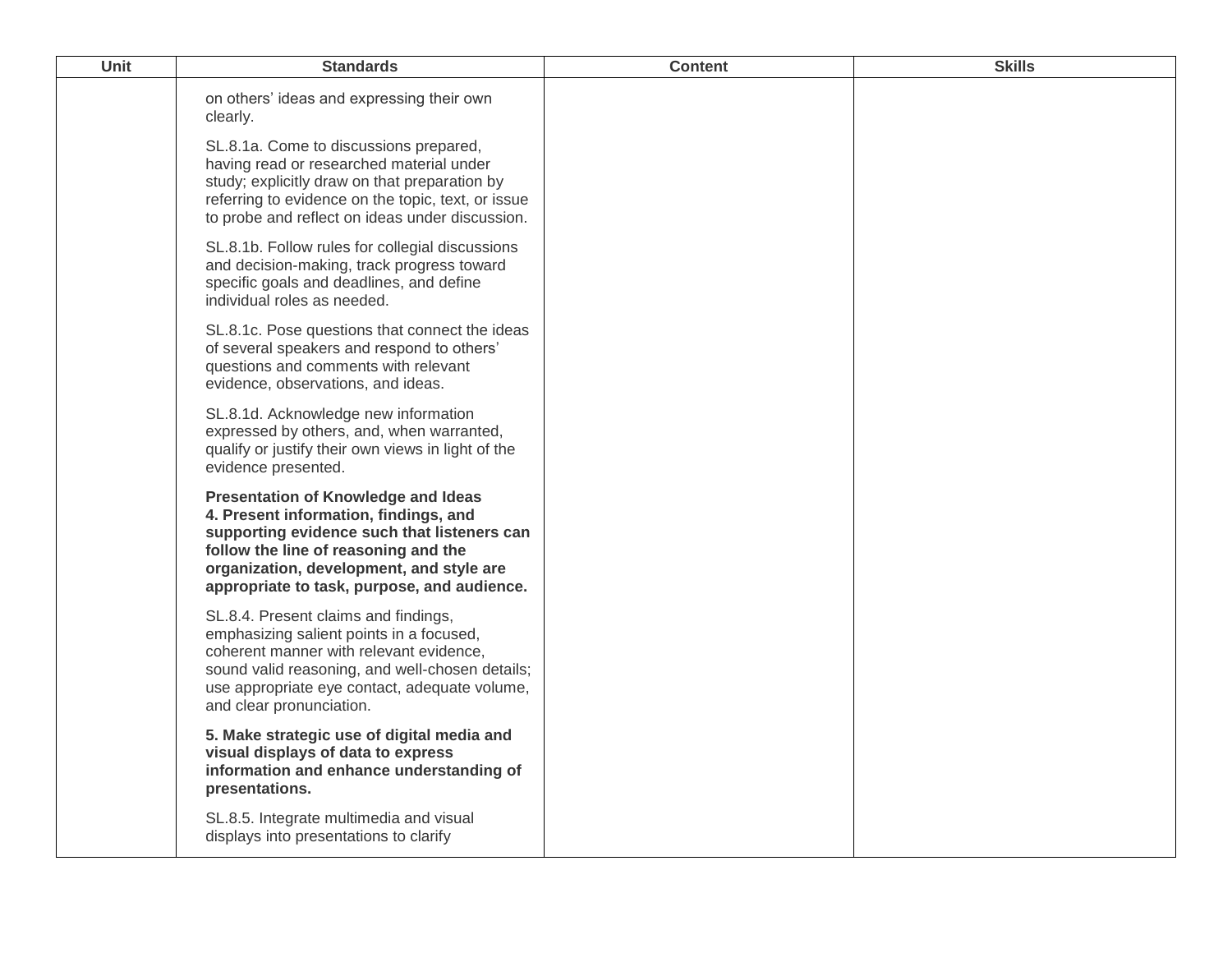| Unit | Standards | Content | Skills |
| --- | --- | --- | --- |
| | on others' ideas and expressing their own clearly.<br><br>SL.8.1a. Come to discussions prepared, having read or researched material under study; explicitly draw on that preparation by referring to evidence on the topic, text, or issue to probe and reflect on ideas under discussion.<br><br>SL.8.1b. Follow rules for collegial discussions and decision-making, track progress toward specific goals and deadlines, and define individual roles as needed.<br><br>SL.8.1c. Pose questions that connect the ideas of several speakers and respond to others' questions and comments with relevant evidence, observations, and ideas.<br><br>SL.8.1d. Acknowledge new information expressed by others, and, when warranted, qualify or justify their own views in light of the evidence presented.<br><br>**Presentation of Knowledge and Ideas**<br>**4. Present information, findings, and supporting evidence such that listeners can follow the line of reasoning and the organization, development, and style are appropriate to task, purpose, and audience.**<br><br>SL.8.4. Present claims and findings, emphasizing salient points in a focused, coherent manner with relevant evidence, sound valid reasoning, and well-chosen details; use appropriate eye contact, adequate volume, and clear pronunciation.<br><br>**5. Make strategic use of digital media and visual displays of data to express information and enhance understanding of presentations.**<br><br>SL.8.5. Integrate multimedia and visual displays into presentations to clarify | | |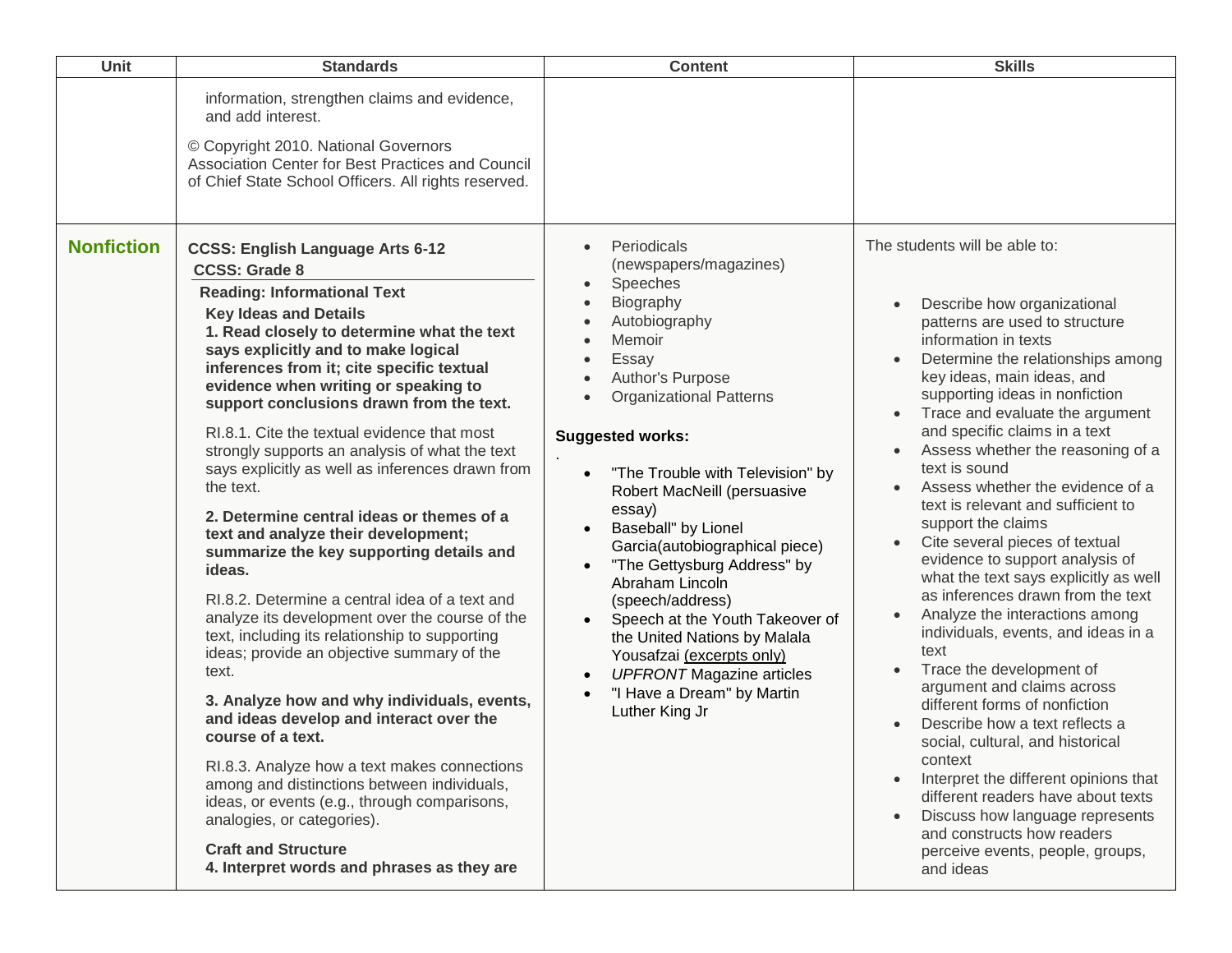| Unit | Standards | Content | Skills |
|---|---|---|---|
| | information, strengthen claims and evidence, and add interest.<br><br>© Copyright 2010. National Governors Association Center for Best Practices and Council of Chief State School Officers. All rights reserved. | | |
| **Nonfiction** | **CCSS: English Language Arts 6-12**<br>**CCSS: Grade 8**<br>**Reading: Informational Text**<br>**Key Ideas and Details**<br>**1. Read closely to determine what the text says explicitly and to make logical inferences from it; cite specific textual evidence when writing or speaking to support conclusions drawn from the text.**<br><br>RI.8.1. Cite the textual evidence that most strongly supports an analysis of what the text says explicitly as well as inferences drawn from the text.<br><br>**2. Determine central ideas or themes of a text and analyze their development; summarize the key supporting details and ideas.**<br><br>RI.8.2. Determine a central idea of a text and analyze its development over the course of the text, including its relationship to supporting ideas; provide an objective summary of the text.<br><br>**3. Analyze how and why individuals, events, and ideas develop and interact over the course of a text.**<br><br>RI.8.3. Analyze how a text makes connections among and distinctions between individuals, ideas, or events (e.g., through comparisons, analogies, or categories).<br><br>**Craft and Structure**<br>**4. Interpret words and phrases as they are** | • Periodicals (newspapers/magazines)<br>• Speeches<br>• Biography<br>• Autobiography<br>• Memoir<br>• Essay<br>• Author's Purpose<br>• Organizational Patterns<br><br>**Suggested works:**<br>.<br>• "The Trouble with Television" by Robert MacNeill (persuasive essay)<br>• Baseball" by Lionel Garcia(autobiographical piece)<br>• "The Gettysburg Address" by Abraham Lincoln (speech/address)<br>• Speech at the Youth Takeover of the United Nations by Malala Yousafzai (excerpts only)<br>• *UPFRONT* Magazine articles<br>• "I Have a Dream" by Martin Luther King Jr | The students will be able to:<br><br>• Describe how organizational patterns are used to structure information in texts<br>• Determine the relationships among key ideas, main ideas, and supporting ideas in nonfiction<br>• Trace and evaluate the argument and specific claims in a text<br>• Assess whether the reasoning of a text is sound<br>• Assess whether the evidence of a text is relevant and sufficient to support the claims<br>• Cite several pieces of textual evidence to support analysis of what the text says explicitly as well as inferences drawn from the text<br>• Analyze the interactions among individuals, events, and ideas in a text<br>• Trace the development of argument and claims across different forms of nonfiction<br>• Describe how a text reflects a social, cultural, and historical context<br>• Interpret the different opinions that different readers have about texts<br>• Discuss how language represents and constructs how readers perceive events, people, groups, and ideas |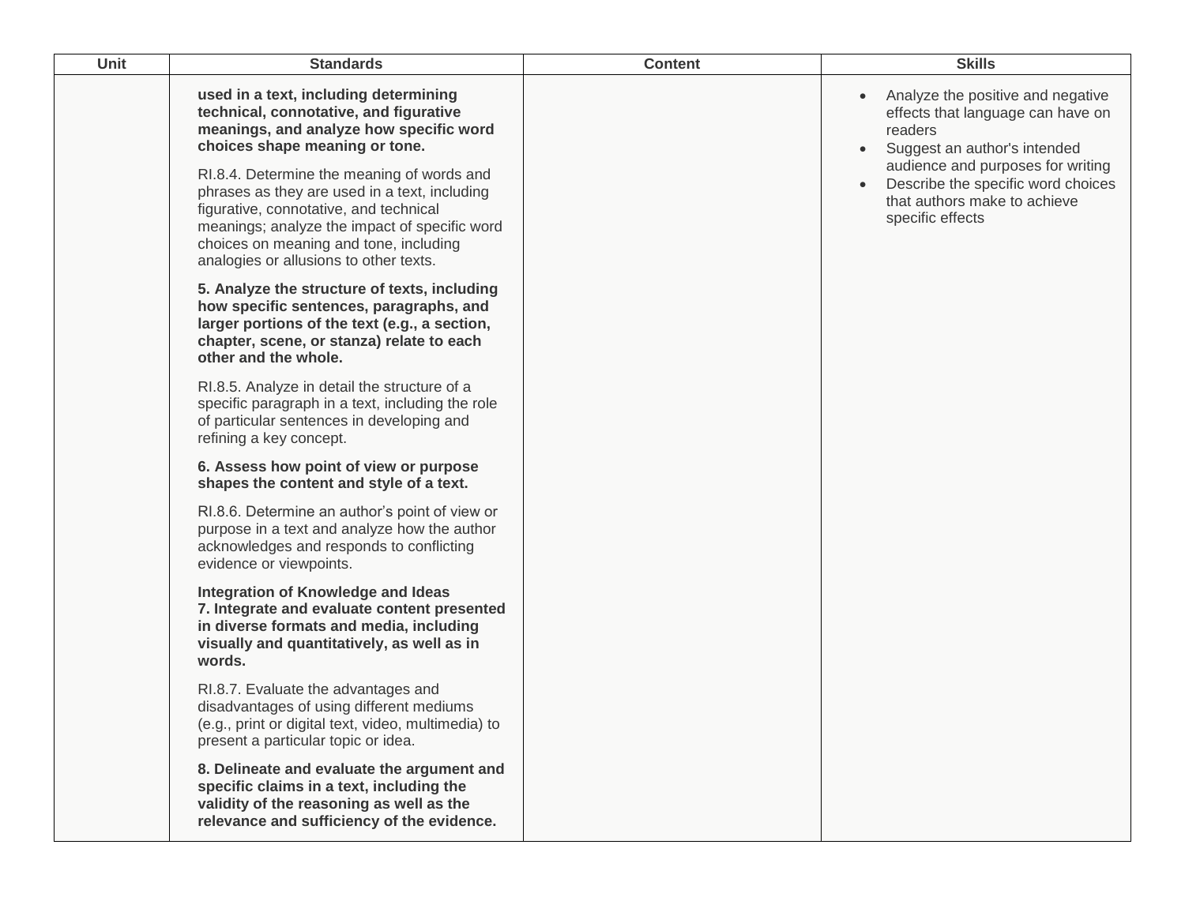| Unit | Standards | Content | Skills |
|---|---|---|---|
| | **used in a text, including determining technical, connotative, and figurative meanings, and analyze how specific word choices shape meaning or tone.**<br><br>RI.8.4. Determine the meaning of words and phrases as they are used in a text, including figurative, connotative, and technical meanings; analyze the impact of specific word choices on meaning and tone, including analogies or allusions to other texts.<br><br>**5. Analyze the structure of texts, including how specific sentences, paragraphs, and larger portions of the text (e.g., a section, chapter, scene, or stanza) relate to each other and the whole.**<br><br>RI.8.5. Analyze in detail the structure of a specific paragraph in a text, including the role of particular sentences in developing and refining a key concept.<br><br>**6. Assess how point of view or purpose shapes the content and style of a text.**<br><br>RI.8.6. Determine an author's point of view or purpose in a text and analyze how the author acknowledges and responds to conflicting evidence or viewpoints.<br><br>**Integration of Knowledge and Ideas**<br>**7. Integrate and evaluate content presented in diverse formats and media, including visually and quantitatively, as well as in words.**<br><br>RI.8.7. Evaluate the advantages and disadvantages of using different mediums (e.g., print or digital text, video, multimedia) to present a particular topic or idea.<br><br>**8. Delineate and evaluate the argument and specific claims in a text, including the validity of the reasoning as well as the relevance and sufficiency of the evidence.** | | • Analyze the positive and negative effects that language can have on readers<br>• Suggest an author's intended audience and purposes for writing<br>• Describe the specific word choices that authors make to achieve specific effects |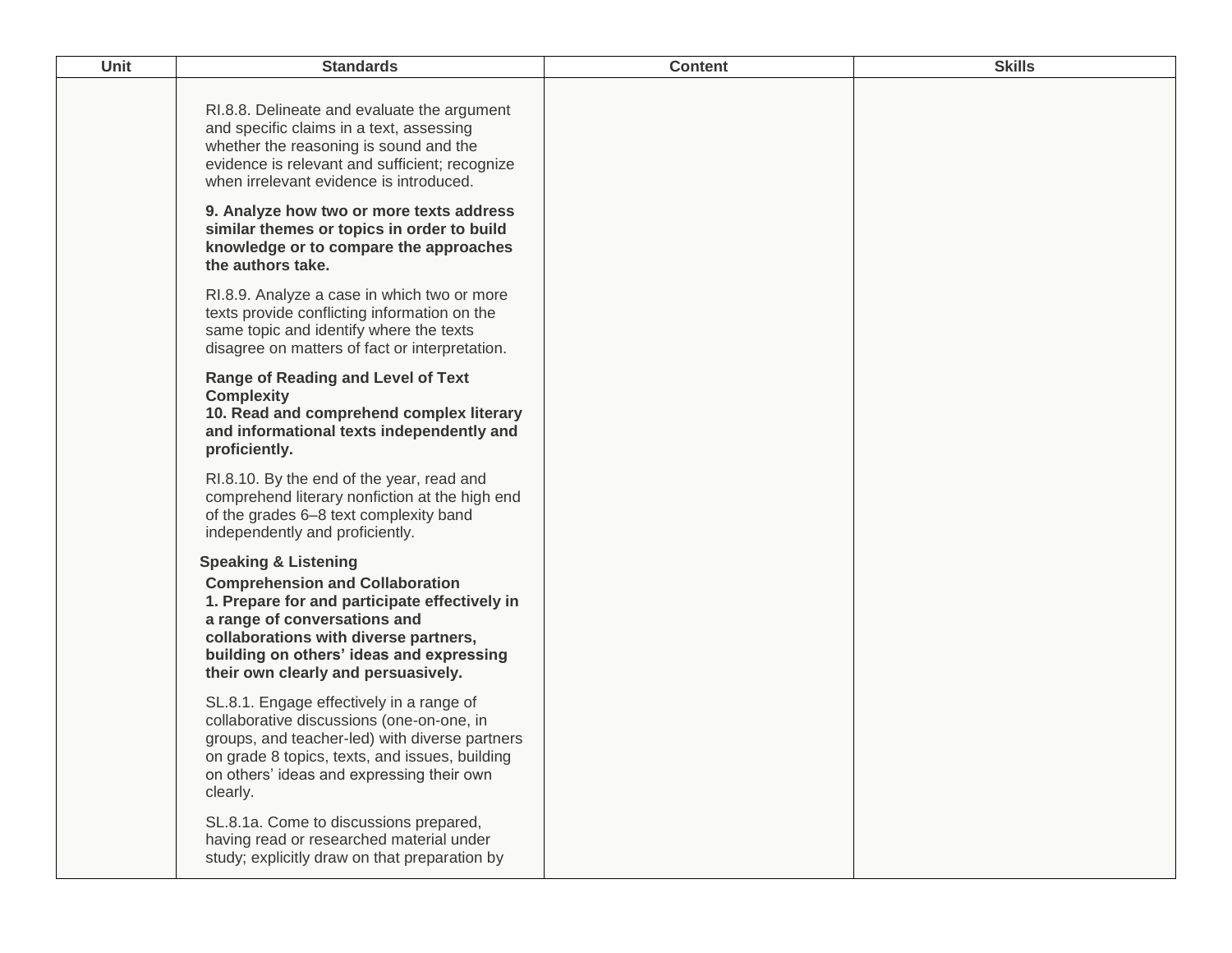| Unit | Standards | Content | Skills |
| --- | --- | --- | --- |
| | RI.8.8. Delineate and evaluate the argument and specific claims in a text, assessing whether the reasoning is sound and the evidence is relevant and sufficient; recognize when irrelevant evidence is introduced.<br><br>**9. Analyze how two or more texts address similar themes or topics in order to build knowledge or to compare the approaches the authors take.**<br><br>RI.8.9. Analyze a case in which two or more texts provide conflicting information on the same topic and identify where the texts disagree on matters of fact or interpretation.<br><br>**Range of Reading and Level of Text Complexity**<br>**10. Read and comprehend complex literary and informational texts independently and proficiently.**<br><br>RI.8.10. By the end of the year, read and comprehend literary nonfiction at the high end of the grades 6–8 text complexity band independently and proficiently.<br><br>**Speaking & Listening**<br>**Comprehension and Collaboration**<br>**1. Prepare for and participate effectively in a range of conversations and collaborations with diverse partners, building on others' ideas and expressing their own clearly and persuasively.**<br><br>SL.8.1. Engage effectively in a range of collaborative discussions (one-on-one, in groups, and teacher-led) with diverse partners on grade 8 topics, texts, and issues, building on others' ideas and expressing their own clearly.<br><br>SL.8.1a. Come to discussions prepared, having read or researched material under study; explicitly draw on that preparation by | | |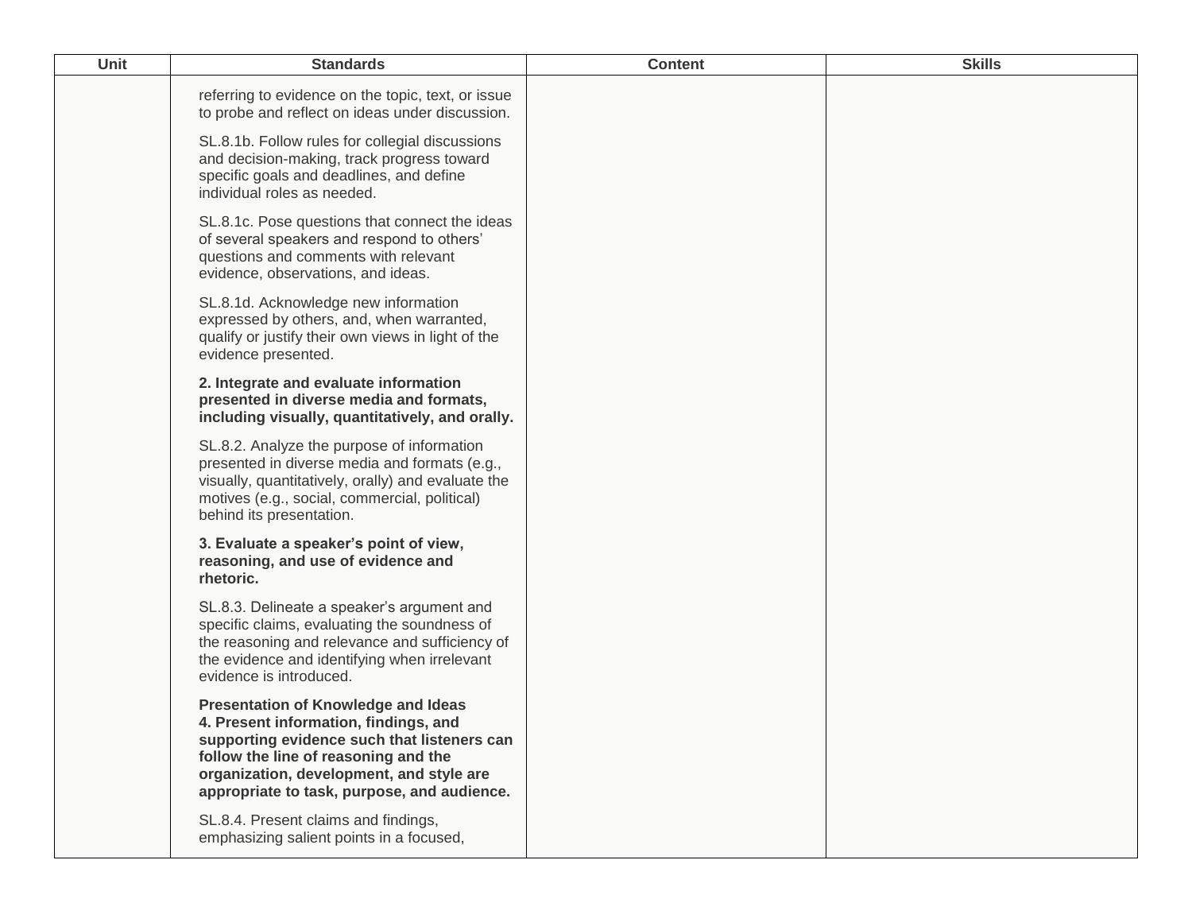| Unit | Standards | Content | Skills |
|---|---|---|---|
| | referring to evidence on the topic, text, or issue to probe and reflect on ideas under discussion.<br><br>SL.8.1b. Follow rules for collegial discussions and decision-making, track progress toward specific goals and deadlines, and define individual roles as needed.<br><br>SL.8.1c. Pose questions that connect the ideas of several speakers and respond to others' questions and comments with relevant evidence, observations, and ideas.<br><br>SL.8.1d. Acknowledge new information expressed by others, and, when warranted, qualify or justify their own views in light of the evidence presented.<br><br>**2. Integrate and evaluate information presented in diverse media and formats, including visually, quantitatively, and orally.**<br><br>SL.8.2. Analyze the purpose of information presented in diverse media and formats (e.g., visually, quantitatively, orally) and evaluate the motives (e.g., social, commercial, political) behind its presentation.<br><br>**3. Evaluate a speaker's point of view, reasoning, and use of evidence and rhetoric.**<br><br>SL.8.3. Delineate a speaker's argument and specific claims, evaluating the soundness of the reasoning and relevance and sufficiency of the evidence and identifying when irrelevant evidence is introduced.<br><br>**Presentation of Knowledge and Ideas**<br>**4. Present information, findings, and supporting evidence such that listeners can follow the line of reasoning and the organization, development, and style are appropriate to task, purpose, and audience.**<br><br>SL.8.4. Present claims and findings, emphasizing salient points in a focused, | | |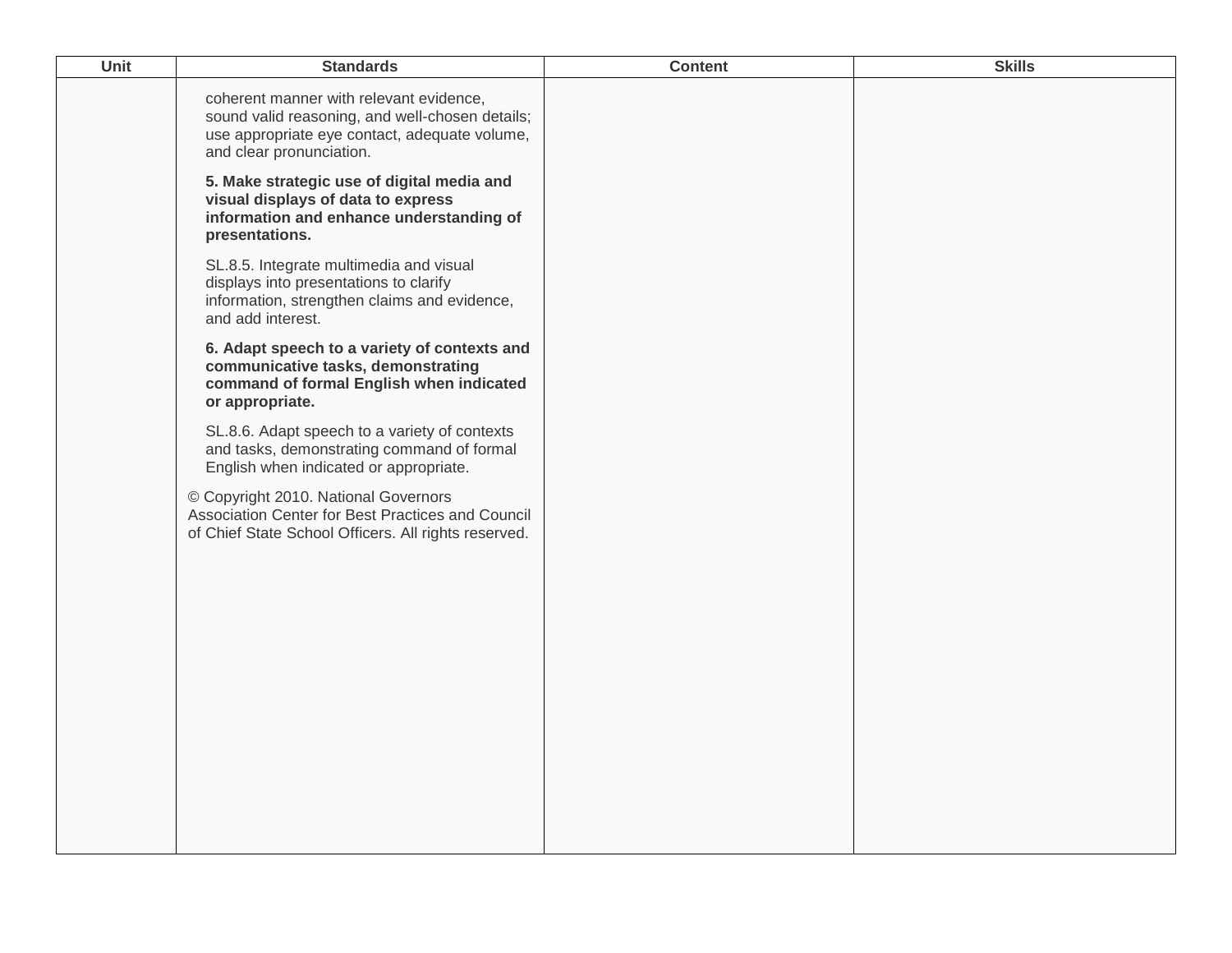| Unit | Standards | Content | Skills |
| --- | --- | --- | --- |
| | coherent manner with relevant evidence, sound valid reasoning, and well-chosen details; use appropriate eye contact, adequate volume, and clear pronunciation.<br><br>**5. Make strategic use of digital media and visual displays of data to express information and enhance understanding of presentations.**<br><br>SL.8.5. Integrate multimedia and visual displays into presentations to clarify information, strengthen claims and evidence, and add interest.<br><br>**6. Adapt speech to a variety of contexts and communicative tasks, demonstrating command of formal English when indicated or appropriate.**<br><br>SL.8.6. Adapt speech to a variety of contexts and tasks, demonstrating command of formal English when indicated or appropriate.<br><br>© Copyright 2010. National Governors Association Center for Best Practices and Council of Chief State School Officers. All rights reserved. | | |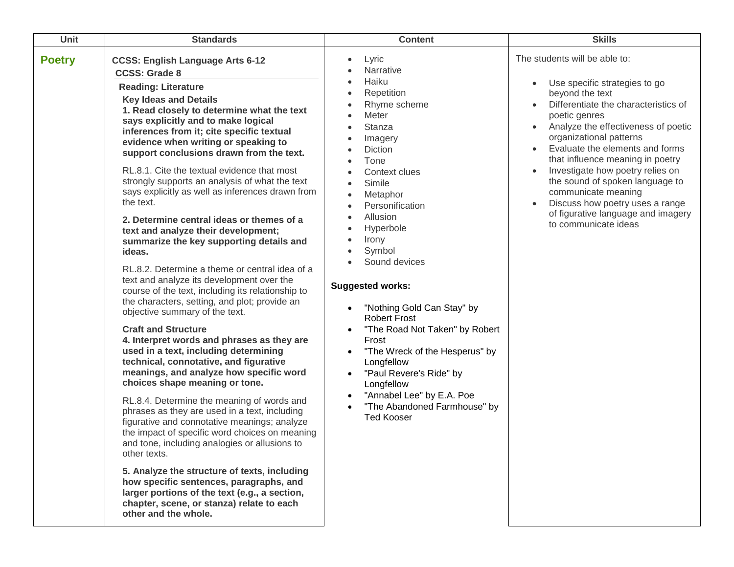| Unit | Standards | Content | Skills |
|---|---|---|---|
| **Poetry** | **CCSS: English Language Arts 6-12**<br>**CCSS: Grade 8**<br>**Reading: Literature**<br>**Key Ideas and Details**<br>**1. Read closely to determine what the text says explicitly and to make logical inferences from it; cite specific textual evidence when writing or speaking to support conclusions drawn from the text.**<br>RL.8.1. Cite the textual evidence that most strongly supports an analysis of what the text says explicitly as well as inferences drawn from the text.<br>**2. Determine central ideas or themes of a text and analyze their development; summarize the key supporting details and ideas.**<br>RL.8.2. Determine a theme or central idea of a text and analyze its development over the course of the text, including its relationship to the characters, setting, and plot; provide an objective summary of the text.<br>**Craft and Structure**<br>**4. Interpret words and phrases as they are used in a text, including determining technical, connotative, and figurative meanings, and analyze how specific word choices shape meaning or tone.**<br>RL.8.4. Determine the meaning of words and phrases as they are used in a text, including figurative and connotative meanings; analyze the impact of specific word choices on meaning and tone, including analogies or allusions to other texts.<br>**5. Analyze the structure of texts, including how specific sentences, paragraphs, and larger portions of the text (e.g., a section, chapter, scene, or stanza) relate to each other and the whole.** | • Lyric<br>• Narrative<br>• Haiku<br>• Repetition<br>• Rhyme scheme<br>• Meter<br>• Stanza<br>• Imagery<br>• Diction<br>• Tone<br>• Context clues<br>• Simile<br>• Metaphor<br>• Personification<br>• Allusion<br>• Hyperbole<br>• Irony<br>• Symbol<br>• Sound devices<br><br>**Suggested works:**<br>• "Nothing Gold Can Stay" by Robert Frost<br>• "The Road Not Taken" by Robert Frost<br>• "The Wreck of the Hesperus" by Longfellow<br>• "Paul Revere's Ride" by Longfellow<br>• "Annabel Lee" by E.A. Poe<br>• "The Abandoned Farmhouse" by Ted Kooser | The students will be able to:<br>• Use specific strategies to go beyond the text<br>• Differentiate the characteristics of poetic genres<br>• Analyze the effectiveness of poetic organizational patterns<br>• Evaluate the elements and forms that influence meaning in poetry<br>• Investigate how poetry relies on the sound of spoken language to communicate meaning<br>• Discuss how poetry uses a range of figurative language and imagery to communicate ideas |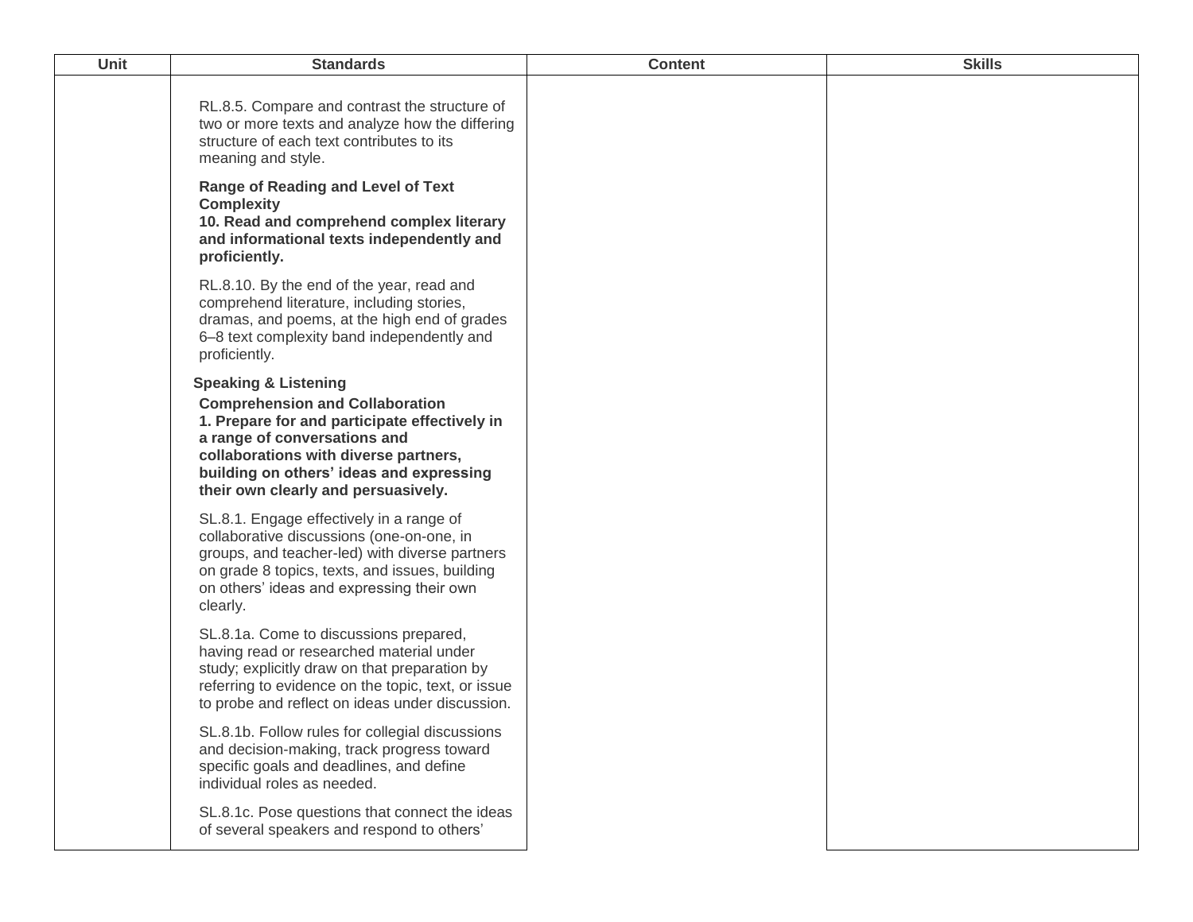| Unit | Standards | Content | Skills |
| --- | --- | --- | --- |
| | RL.8.5. Compare and contrast the structure of two or more texts and analyze how the differing structure of each text contributes to its meaning and style.<br><br>**Range of Reading and Level of Text Complexity**<br>**10. Read and comprehend complex literary and informational texts independently and proficiently.**<br><br>RL.8.10. By the end of the year, read and comprehend literature, including stories, dramas, and poems, at the high end of grades 6–8 text complexity band independently and proficiently.<br><br>**Speaking & Listening**<br>**Comprehension and Collaboration**<br>**1. Prepare for and participate effectively in a range of conversations and collaborations with diverse partners, building on others' ideas and expressing their own clearly and persuasively.**<br><br>SL.8.1. Engage effectively in a range of collaborative discussions (one-on-one, in groups, and teacher-led) with diverse partners on grade 8 topics, texts, and issues, building on others' ideas and expressing their own clearly.<br><br>SL.8.1a. Come to discussions prepared, having read or researched material under study; explicitly draw on that preparation by referring to evidence on the topic, text, or issue to probe and reflect on ideas under discussion.<br><br>SL.8.1b. Follow rules for collegial discussions and decision-making, track progress toward specific goals and deadlines, and define individual roles as needed.<br><br>SL.8.1c. Pose questions that connect the ideas of several speakers and respond to others' | | |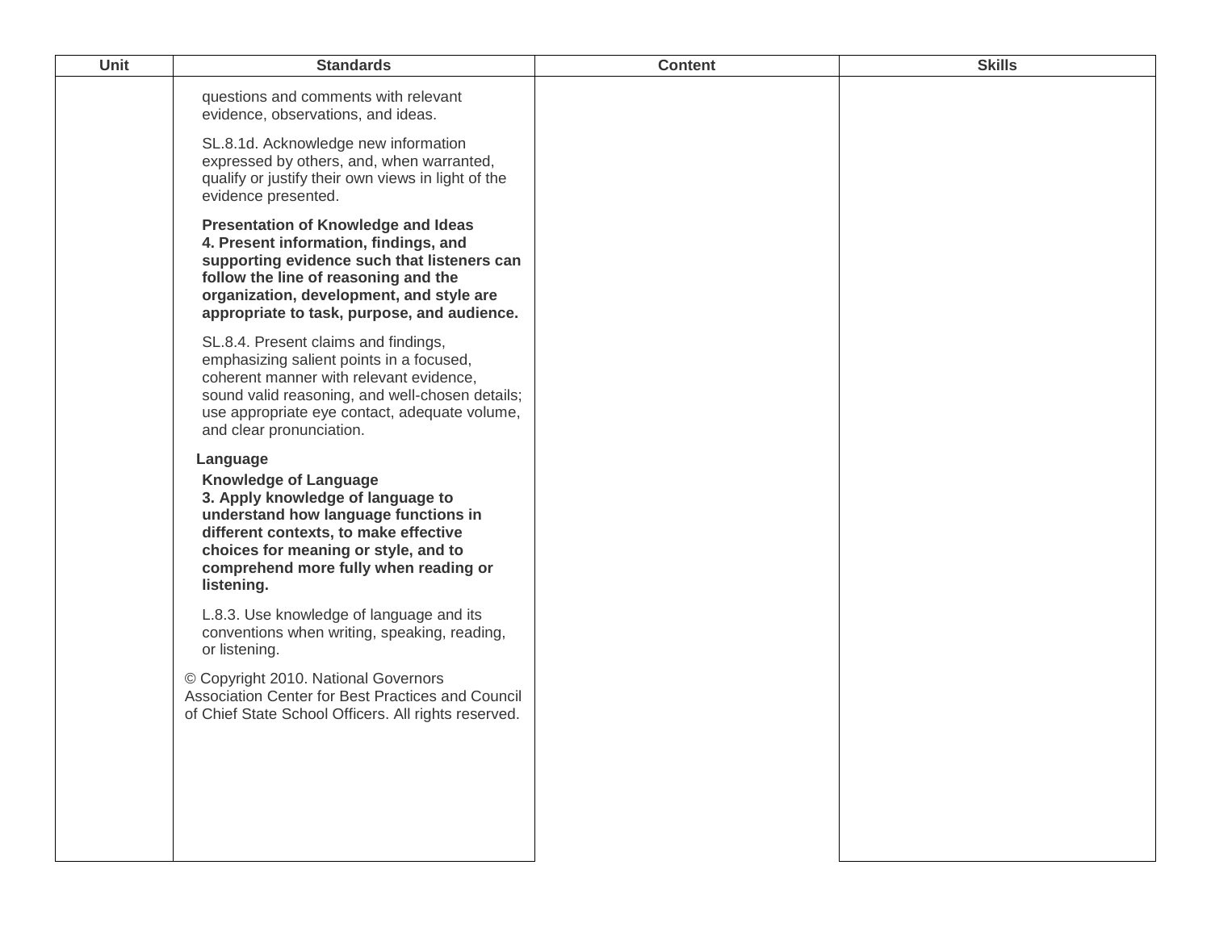| Unit | Standards | Content | Skills |
| --- | --- | --- | --- |
| | questions and comments with relevant evidence, observations, and ideas.<br><br>SL.8.1d. Acknowledge new information expressed by others, and, when warranted, qualify or justify their own views in light of the evidence presented.<br><br>**Presentation of Knowledge and Ideas**<br>**4. Present information, findings, and supporting evidence such that listeners can follow the line of reasoning and the organization, development, and style are appropriate to task, purpose, and audience.**<br><br>SL.8.4. Present claims and findings, emphasizing salient points in a focused, coherent manner with relevant evidence, sound valid reasoning, and well-chosen details; use appropriate eye contact, adequate volume, and clear pronunciation.<br><br>**Language**<br>**Knowledge of Language**<br>**3. Apply knowledge of language to understand how language functions in different contexts, to make effective choices for meaning or style, and to comprehend more fully when reading or listening.**<br><br>L.8.3. Use knowledge of language and its conventions when writing, speaking, reading, or listening.<br><br>© Copyright 2010. National Governors Association Center for Best Practices and Council of Chief State School Officers. All rights reserved. | | |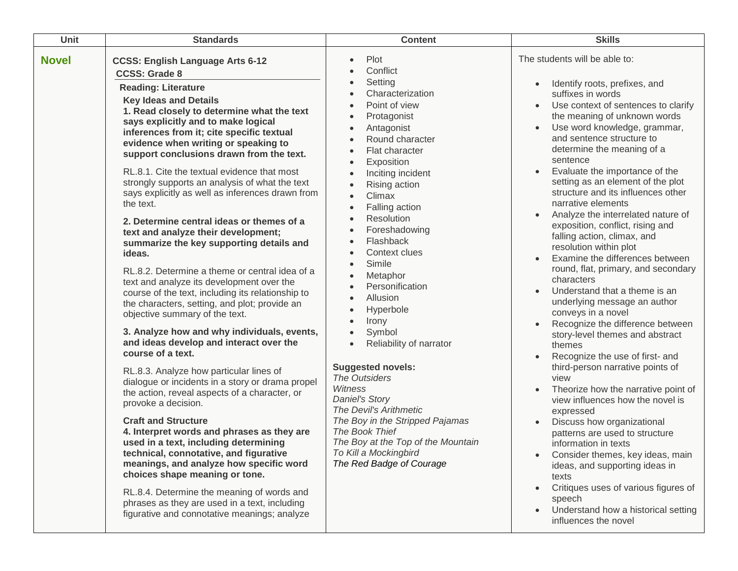| Unit | Standards | Content | Skills |
|---|---|---|---|
| **Novel** | **CCSS: English Language Arts 6-12**<br>**CCSS: Grade 8**<br>**Reading: Literature**<br>**Key Ideas and Details**<br>**1. Read closely to determine what the text says explicitly and to make logical inferences from it; cite specific textual evidence when writing or speaking to support conclusions drawn from the text.**<br>RL.8.1. Cite the textual evidence that most strongly supports an analysis of what the text says explicitly as well as inferences drawn from the text.<br>**2. Determine central ideas or themes of a text and analyze their development; summarize the key supporting details and ideas.**<br>RL.8.2. Determine a theme or central idea of a text and analyze its development over the course of the text, including its relationship to the characters, setting, and plot; provide an objective summary of the text.<br>**3. Analyze how and why individuals, events, and ideas develop and interact over the course of a text.**<br>RL.8.3. Analyze how particular lines of dialogue or incidents in a story or drama propel the action, reveal aspects of a character, or provoke a decision.<br>**Craft and Structure**<br>**4. Interpret words and phrases as they are used in a text, including determining technical, connotative, and figurative meanings, and analyze how specific word choices shape meaning or tone.**<br>RL.8.4. Determine the meaning of words and phrases as they are used in a text, including figurative and connotative meanings; analyze | • Plot<br>• Conflict<br>• Setting<br>• Characterization<br>• Point of view<br>• Protagonist<br>• Antagonist<br>• Round character<br>• Flat character<br>• Exposition<br>• Inciting incident<br>• Rising action<br>• Climax<br>• Falling action<br>• Resolution<br>• Foreshadowing<br>• Flashback<br>• Context clues<br>• Simile<br>• Metaphor<br>• Personification<br>• Allusion<br>• Hyperbole<br>• Irony<br>• Symbol<br>• Reliability of narrator<br><br>**Suggested novels:**<br>*The Outsiders*<br>*Witness*<br>*Daniel's Story*<br>*The Devil's Arithmetic*<br>*The Boy in the Stripped Pajamas*<br>*The Book Thief*<br>*The Boy at the Top of the Mountain*<br>*To Kill a Mockingbird*<br>*The Red Badge of Courage* | The students will be able to:<br>• Identify roots, prefixes, and suffixes in words<br>• Use context of sentences to clarify the meaning of unknown words<br>• Use word knowledge, grammar, and sentence structure to determine the meaning of a sentence<br>• Evaluate the importance of the setting as an element of the plot structure and its influences other narrative elements<br>• Analyze the interrelated nature of exposition, conflict, rising and falling action, climax, and resolution within plot<br>• Examine the differences between round, flat, primary, and secondary characters<br>• Understand that a theme is an underlying message an author conveys in a novel<br>• Recognize the difference between story-level themes and abstract themes<br>• Recognize the use of first- and third-person narrative points of view<br>• Theorize how the narrative point of view influences how the novel is expressed<br>• Discuss how organizational patterns are used to structure information in texts<br>• Consider themes, key ideas, main ideas, and supporting ideas in texts<br>• Critiques uses of various figures of speech<br>• Understand how a historical setting influences the novel |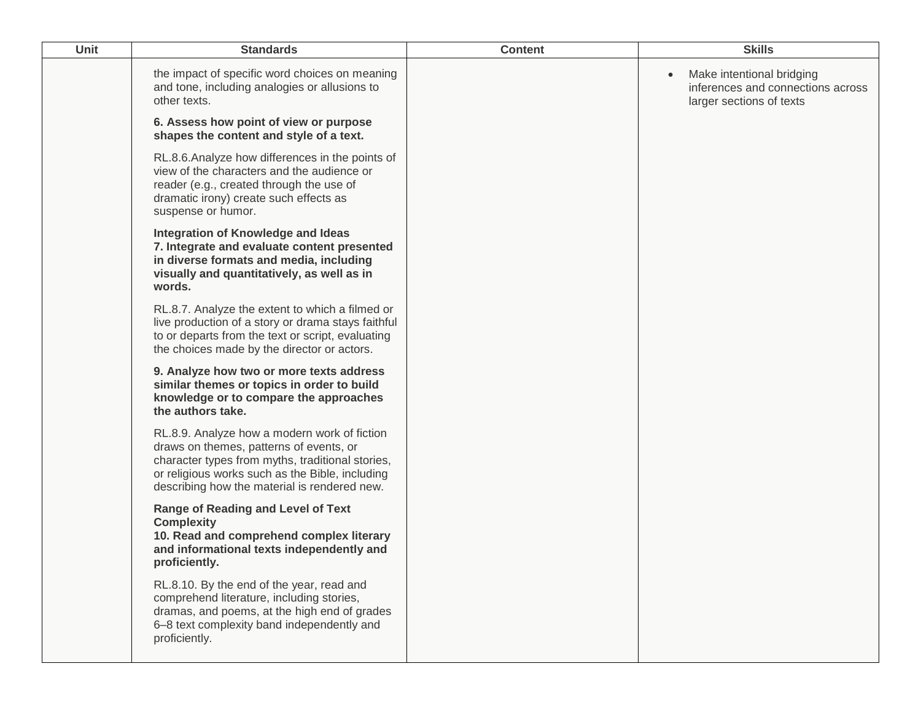| Unit | Standards | Content | Skills |
| --- | --- | --- | --- |
| | the impact of specific word choices on meaning and tone, including analogies or allusions to other texts.<br><br>**6. Assess how point of view or purpose shapes the content and style of a text.**<br><br>RL.8.6.Analyze how differences in the points of view of the characters and the audience or reader (e.g., created through the use of dramatic irony) create such effects as suspense or humor.<br><br>**Integration of Knowledge and Ideas**<br>**7. Integrate and evaluate content presented in diverse formats and media, including visually and quantitatively, as well as in words.**<br><br>RL.8.7. Analyze the extent to which a filmed or live production of a story or drama stays faithful to or departs from the text or script, evaluating the choices made by the director or actors.<br><br>**9. Analyze how two or more texts address similar themes or topics in order to build knowledge or to compare the approaches the authors take.**<br><br>RL.8.9. Analyze how a modern work of fiction draws on themes, patterns of events, or character types from myths, traditional stories, or religious works such as the Bible, including describing how the material is rendered new.<br><br>**Range of Reading and Level of Text Complexity**<br>**10. Read and comprehend complex literary and informational texts independently and proficiently.**<br><br>RL.8.10. By the end of the year, read and comprehend literature, including stories, dramas, and poems, at the high end of grades 6–8 text complexity band independently and proficiently. | | • Make intentional bridging inferences and connections across larger sections of texts |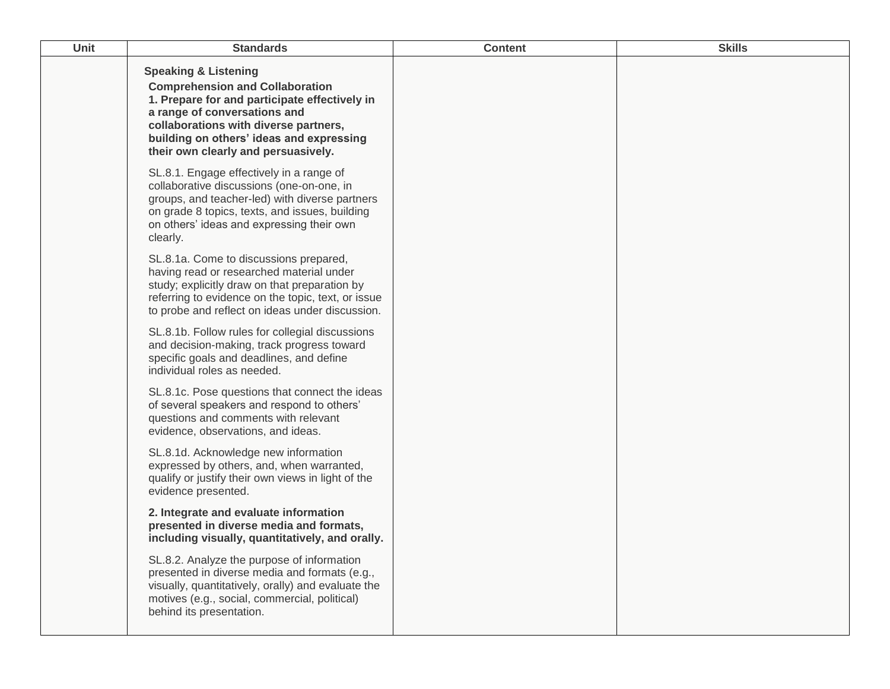| Unit | Standards | Content | Skills |
| --- | --- | --- | --- |
| | **Speaking & Listening**<br><br>**Comprehension and Collaboration**<br>**1. Prepare for and participate effectively in a range of conversations and collaborations with diverse partners, building on others' ideas and expressing their own clearly and persuasively.**<br><br>SL.8.1. Engage effectively in a range of collaborative discussions (one-on-one, in groups, and teacher-led) with diverse partners on grade 8 topics, texts, and issues, building on others' ideas and expressing their own clearly.<br><br>SL.8.1a. Come to discussions prepared, having read or researched material under study; explicitly draw on that preparation by referring to evidence on the topic, text, or issue to probe and reflect on ideas under discussion.<br><br>SL.8.1b. Follow rules for collegial discussions and decision-making, track progress toward specific goals and deadlines, and define individual roles as needed.<br><br>SL.8.1c. Pose questions that connect the ideas of several speakers and respond to others' questions and comments with relevant evidence, observations, and ideas.<br><br>SL.8.1d. Acknowledge new information expressed by others, and, when warranted, qualify or justify their own views in light of the evidence presented.<br><br>**2. Integrate and evaluate information presented in diverse media and formats, including visually, quantitatively, and orally.**<br><br>SL.8.2. Analyze the purpose of information presented in diverse media and formats (e.g., visually, quantitatively, orally) and evaluate the motives (e.g., social, commercial, political) behind its presentation. | | |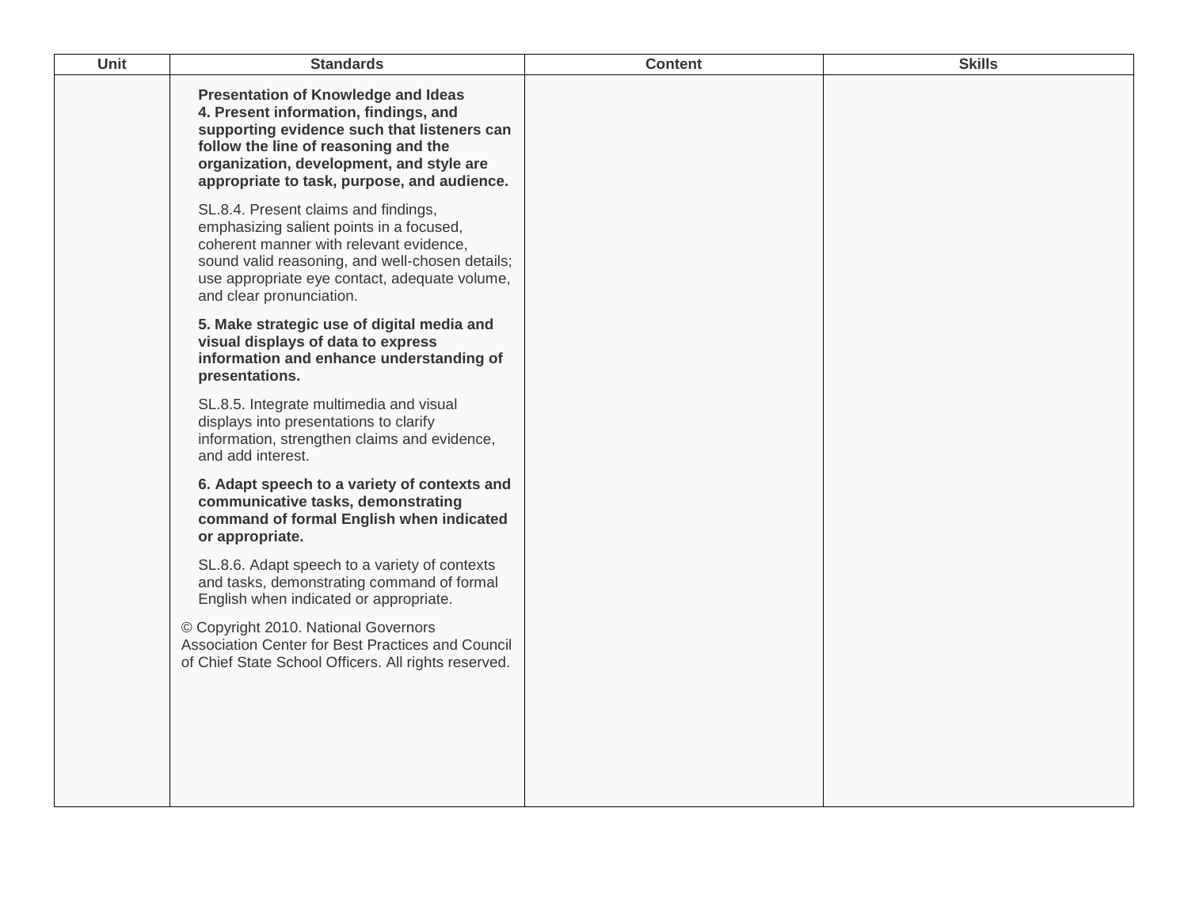| Unit | Standards | Content | Skills |
| --- | --- | --- | --- |
| | **Presentation of Knowledge and Ideas**<br>**4. Present information, findings, and supporting evidence such that listeners can follow the line of reasoning and the organization, development, and style are appropriate to task, purpose, and audience.**<br><br>SL.8.4. Present claims and findings, emphasizing salient points in a focused, coherent manner with relevant evidence, sound valid reasoning, and well-chosen details; use appropriate eye contact, adequate volume, and clear pronunciation.<br><br>**5. Make strategic use of digital media and visual displays of data to express information and enhance understanding of presentations.**<br><br>SL.8.5. Integrate multimedia and visual displays into presentations to clarify information, strengthen claims and evidence, and add interest.<br><br>**6. Adapt speech to a variety of contexts and communicative tasks, demonstrating command of formal English when indicated or appropriate.**<br><br>SL.8.6. Adapt speech to a variety of contexts and tasks, demonstrating command of formal English when indicated or appropriate.<br><br>© Copyright 2010. National Governors Association Center for Best Practices and Council of Chief State School Officers. All rights reserved. | | |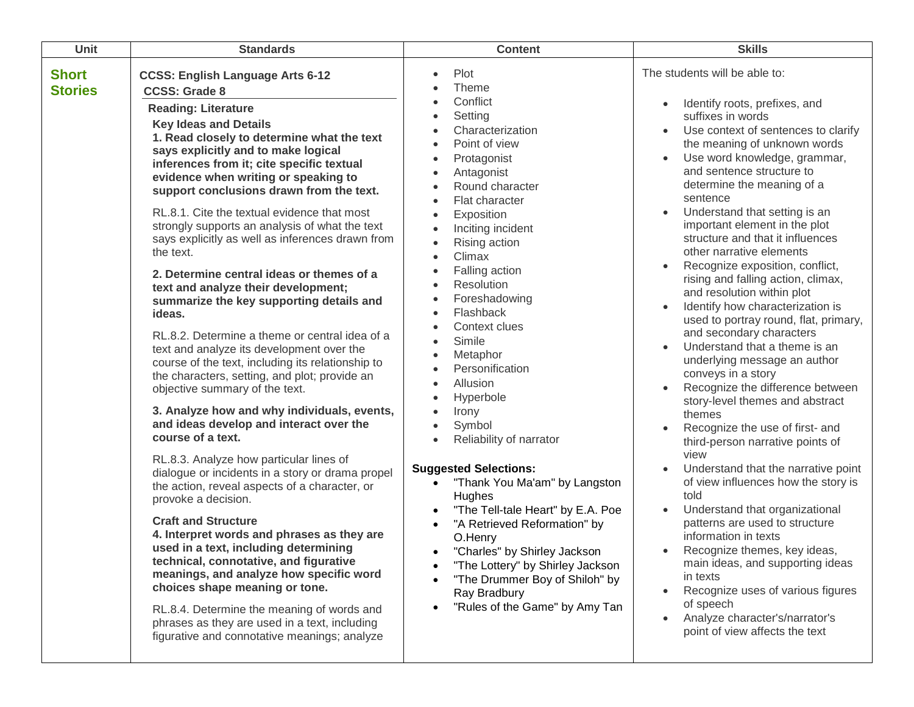| Unit | Standards | Content | Skills |
|---|---|---|---|
| **Short Stories** | **CCSS: English Language Arts 6-12**<br>**CCSS: Grade 8**<br>**Reading: Literature**<br>**Key Ideas and Details**<br>**1. Read closely to determine what the text says explicitly and to make logical inferences from it; cite specific textual evidence when writing or speaking to support conclusions drawn from the text.**<br>RL.8.1. Cite the textual evidence that most strongly supports an analysis of what the text says explicitly as well as inferences drawn from the text.<br>**2. Determine central ideas or themes of a text and analyze their development; summarize the key supporting details and ideas.**<br>RL.8.2. Determine a theme or central idea of a text and analyze its development over the course of the text, including its relationship to the characters, setting, and plot; provide an objective summary of the text.<br>**3. Analyze how and why individuals, events, and ideas develop and interact over the course of a text.**<br>RL.8.3. Analyze how particular lines of dialogue or incidents in a story or drama propel the action, reveal aspects of a character, or provoke a decision.<br>**Craft and Structure**<br>**4. Interpret words and phrases as they are used in a text, including determining technical, connotative, and figurative meanings, and analyze how specific word choices shape meaning or tone.**<br>RL.8.4. Determine the meaning of words and phrases as they are used in a text, including figurative and connotative meanings; analyze | • Plot<br>• Theme<br>• Conflict<br>• Setting<br>• Characterization<br>• Point of view<br>• Protagonist<br>• Antagonist<br>• Round character<br>• Flat character<br>• Exposition<br>• Inciting incident<br>• Rising action<br>• Climax<br>• Falling action<br>• Resolution<br>• Foreshadowing<br>• Flashback<br>• Context clues<br>• Simile<br>• Metaphor<br>• Personification<br>• Allusion<br>• Hyperbole<br>• Irony<br>• Symbol<br>• Reliability of narrator<br><br>**Suggested Selections:**<br>• "Thank You Ma'am" by Langston Hughes<br>• "The Tell-tale Heart" by E.A. Poe<br>• "A Retrieved Reformation" by O.Henry<br>• "Charles" by Shirley Jackson<br>• "The Lottery" by Shirley Jackson<br>• "The Drummer Boy of Shiloh" by Ray Bradbury<br>• "Rules of the Game" by Amy Tan | The students will be able to:<br>• Identify roots, prefixes, and suffixes in words<br>• Use context of sentences to clarify the meaning of unknown words<br>• Use word knowledge, grammar, and sentence structure to determine the meaning of a sentence<br>• Understand that setting is an important element in the plot structure and that it influences other narrative elements<br>• Recognize exposition, conflict, rising and falling action, climax, and resolution within plot<br>• Identify how characterization is used to portray round, flat, primary, and secondary characters<br>• Understand that a theme is an underlying message an author conveys in a story<br>• Recognize the difference between story-level themes and abstract themes<br>• Recognize the use of first- and third-person narrative points of view<br>• Understand that the narrative point of view influences how the story is told<br>• Understand that organizational patterns are used to structure information in texts<br>• Recognize themes, key ideas, main ideas, and supporting ideas in texts<br>• Recognize uses of various figures of speech<br>• Analyze character's/narrator's point of view affects the text |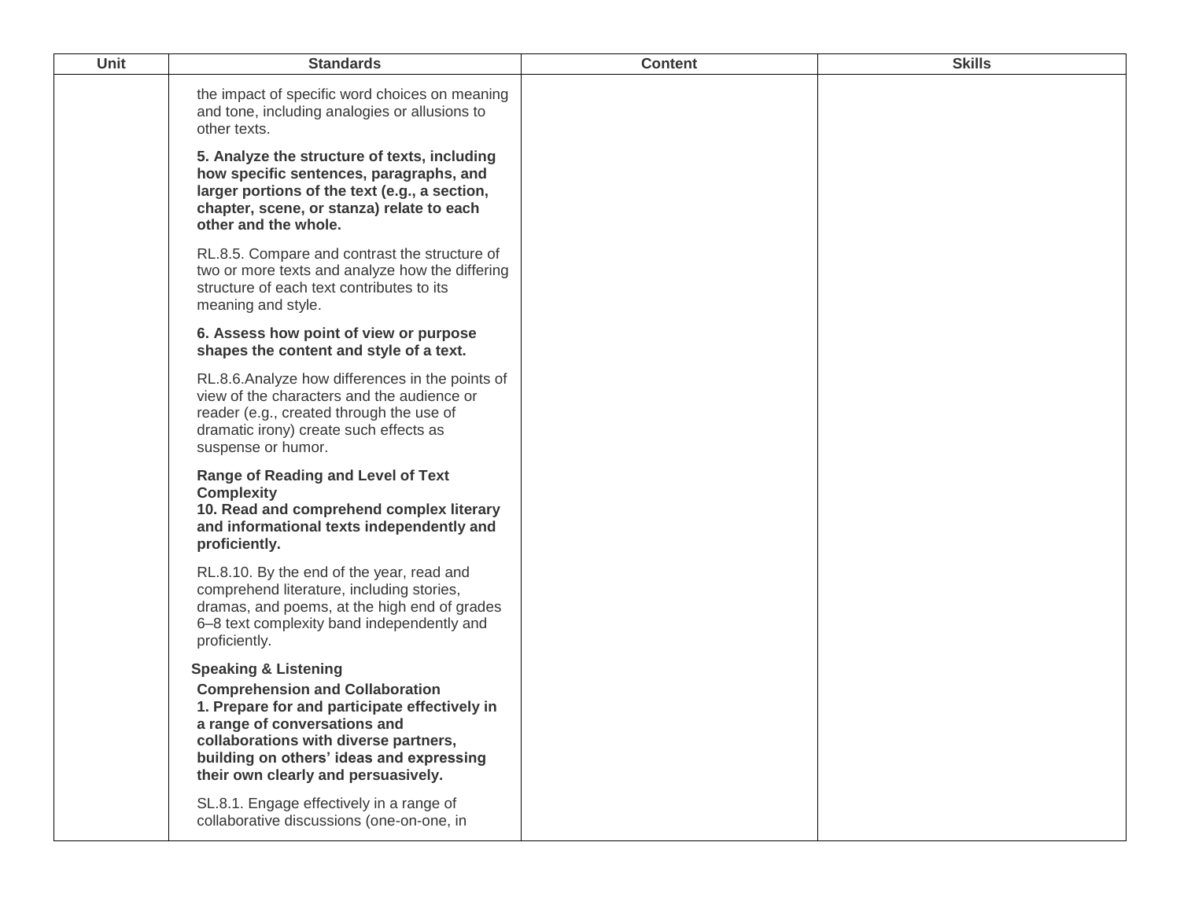| Unit | Standards | Content | Skills |
|---|---|---|---|
| | the impact of specific word choices on meaning and tone, including analogies or allusions to other texts.<br><br>**5. Analyze the structure of texts, including how specific sentences, paragraphs, and larger portions of the text (e.g., a section, chapter, scene, or stanza) relate to each other and the whole.**<br><br>RL.8.5. Compare and contrast the structure of two or more texts and analyze how the differing structure of each text contributes to its meaning and style.<br><br>**6. Assess how point of view or purpose shapes the content and style of a text.**<br><br>RL.8.6.Analyze how differences in the points of view of the characters and the audience or reader (e.g., created through the use of dramatic irony) create such effects as suspense or humor.<br><br>**Range of Reading and Level of Text Complexity**<br>**10. Read and comprehend complex literary and informational texts independently and proficiently.**<br><br>RL.8.10. By the end of the year, read and comprehend literature, including stories, dramas, and poems, at the high end of grades 6–8 text complexity band independently and proficiently.<br><br>**Speaking & Listening**<br>**Comprehension and Collaboration**<br>**1. Prepare for and participate effectively in a range of conversations and collaborations with diverse partners, building on others' ideas and expressing their own clearly and persuasively.**<br><br>SL.8.1. Engage effectively in a range of collaborative discussions (one-on-one, in | | |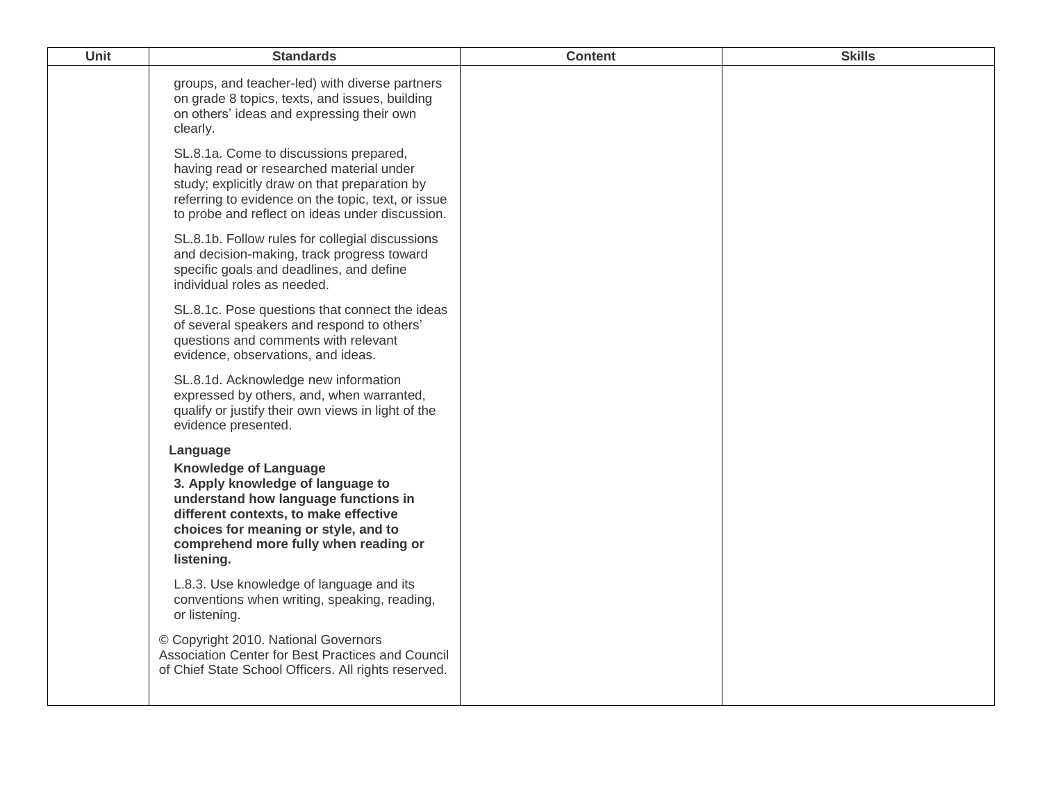| Unit | Standards | Content | Skills |
|---|---|---|---|
| | groups, and teacher-led) with diverse partners on grade 8 topics, texts, and issues, building on others' ideas and expressing their own clearly.<br><br>SL.8.1a. Come to discussions prepared, having read or researched material under study; explicitly draw on that preparation by referring to evidence on the topic, text, or issue to probe and reflect on ideas under discussion.<br><br>SL.8.1b. Follow rules for collegial discussions and decision-making, track progress toward specific goals and deadlines, and define individual roles as needed.<br><br>SL.8.1c. Pose questions that connect the ideas of several speakers and respond to others' questions and comments with relevant evidence, observations, and ideas.<br><br>SL.8.1d. Acknowledge new information expressed by others, and, when warranted, qualify or justify their own views in light of the evidence presented.<br><br>**Language**<br>**Knowledge of Language**<br>**3. Apply knowledge of language to understand how language functions in different contexts, to make effective choices for meaning or style, and to comprehend more fully when reading or listening.**<br><br>L.8.3. Use knowledge of language and its conventions when writing, speaking, reading, or listening.<br><br>© Copyright 2010. National Governors Association Center for Best Practices and Council of Chief State School Officers. All rights reserved. | | |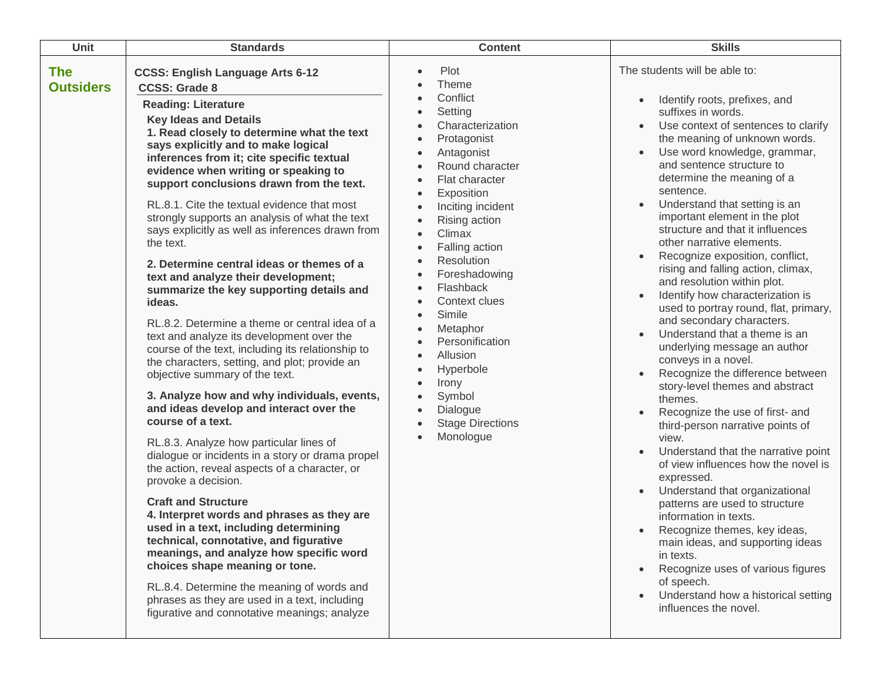| Unit | Standards | Content | Skills |
| --- | --- | --- | --- |
| **The Outsiders** | **CCSS: English Language Arts 6-12**<br>**CCSS: Grade 8**<br>**Reading: Literature**<br>**Key Ideas and Details**<br>**1. Read closely to determine what the text says explicitly and to make logical inferences from it; cite specific textual evidence when writing or speaking to support conclusions drawn from the text.**<br><br>RL.8.1. Cite the textual evidence that most strongly supports an analysis of what the text says explicitly as well as inferences drawn from the text.<br><br>**2. Determine central ideas or themes of a text and analyze their development; summarize the key supporting details and ideas.**<br><br>RL.8.2. Determine a theme or central idea of a text and analyze its development over the course of the text, including its relationship to the characters, setting, and plot; provide an objective summary of the text.<br><br>**3. Analyze how and why individuals, events, and ideas develop and interact over the course of a text.**<br><br>RL.8.3. Analyze how particular lines of dialogue or incidents in a story or drama propel the action, reveal aspects of a character, or provoke a decision.<br><br>**Craft and Structure**<br>**4. Interpret words and phrases as they are used in a text, including determining technical, connotative, and figurative meanings, and analyze how specific word choices shape meaning or tone.**<br><br>RL.8.4. Determine the meaning of words and phrases as they are used in a text, including figurative and connotative meanings; analyze | • Plot<br>• Theme<br>• Conflict<br>• Setting<br>• Characterization<br>• Protagonist<br>• Antagonist<br>• Round character<br>• Flat character<br>• Exposition<br>• Inciting incident<br>• Rising action<br>• Climax<br>• Falling action<br>• Resolution<br>• Foreshadowing<br>• Flashback<br>• Context clues<br>• Simile<br>• Metaphor<br>• Personification<br>• Allusion<br>• Hyperbole<br>• Irony<br>• Symbol<br>• Dialogue<br>• Stage Directions<br>• Monologue | The students will be able to:<br><br>• Identify roots, prefixes, and suffixes in words.<br>• Use context of sentences to clarify the meaning of unknown words.<br>• Use word knowledge, grammar, and sentence structure to determine the meaning of a sentence.<br>• Understand that setting is an important element in the plot structure and that it influences other narrative elements.<br>• Recognize exposition, conflict, rising and falling action, climax, and resolution within plot.<br>• Identify how characterization is used to portray round, flat, primary, and secondary characters.<br>• Understand that a theme is an underlying message an author conveys in a novel.<br>• Recognize the difference between story-level themes and abstract themes.<br>• Recognize the use of first- and third-person narrative points of view.<br>• Understand that the narrative point of view influences how the novel is expressed.<br>• Understand that organizational patterns are used to structure information in texts.<br>• Recognize themes, key ideas, main ideas, and supporting ideas in texts.<br>• Recognize uses of various figures of speech.<br>• Understand how a historical setting influences the novel. |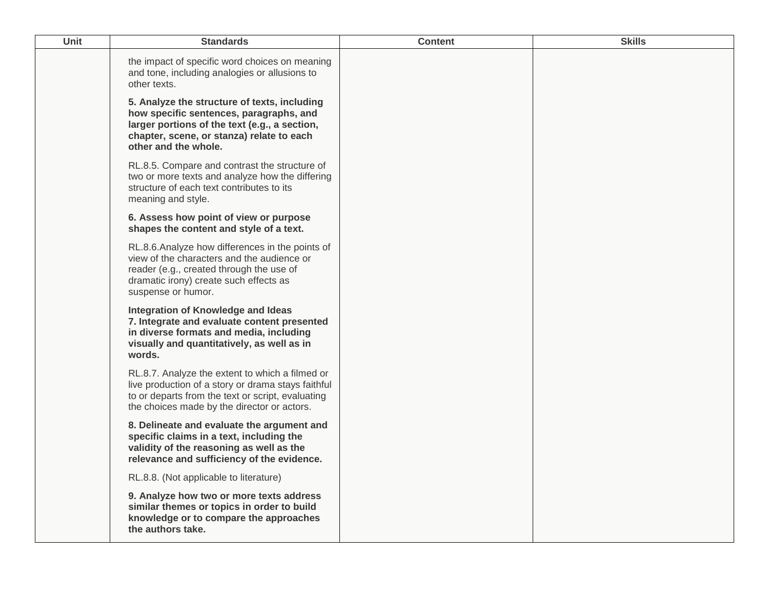| Unit | Standards | Content | Skills |
|---|---|---|---|
| | the impact of specific word choices on meaning and tone, including analogies or allusions to other texts.<br><br>**5. Analyze the structure of texts, including how specific sentences, paragraphs, and larger portions of the text (e.g., a section, chapter, scene, or stanza) relate to each other and the whole.**<br><br>RL.8.5. Compare and contrast the structure of two or more texts and analyze how the differing structure of each text contributes to its meaning and style.<br><br>**6. Assess how point of view or purpose shapes the content and style of a text.**<br><br>RL.8.6.Analyze how differences in the points of view of the characters and the audience or reader (e.g., created through the use of dramatic irony) create such effects as suspense or humor.<br><br>**Integration of Knowledge and Ideas**<br>**7. Integrate and evaluate content presented in diverse formats and media, including visually and quantitatively, as well as in words.**<br><br>RL.8.7. Analyze the extent to which a filmed or live production of a story or drama stays faithful to or departs from the text or script, evaluating the choices made by the director or actors.<br><br>**8. Delineate and evaluate the argument and specific claims in a text, including the validity of the reasoning as well as the relevance and sufficiency of the evidence.**<br><br>RL.8.8. (Not applicable to literature)<br><br>**9. Analyze how two or more texts address similar themes or topics in order to build knowledge or to compare the approaches the authors take.** | | |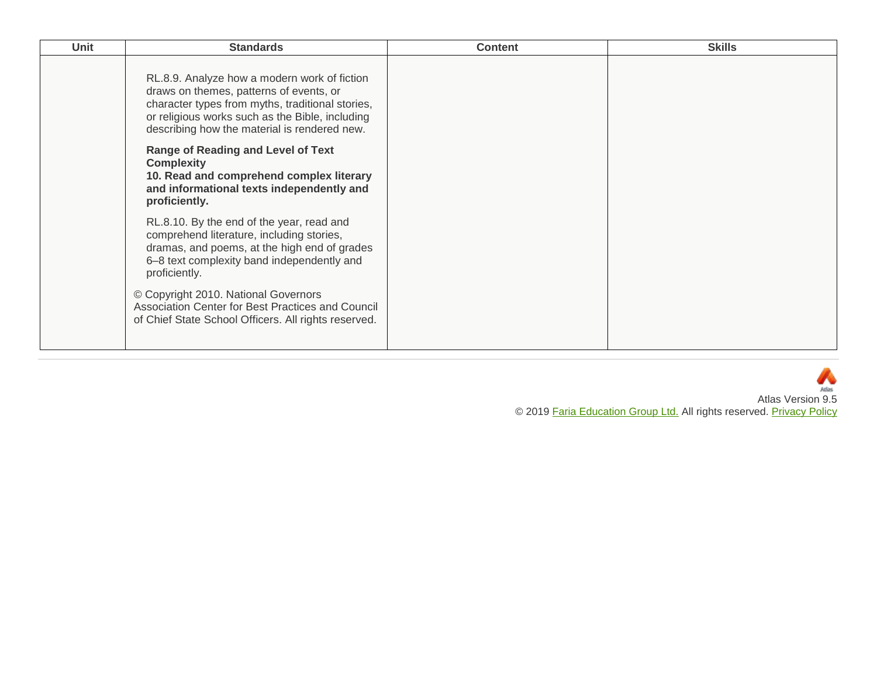| Unit | Standards | Content | Skills |
|---|---|---|---|
| | RL.8.9. Analyze how a modern work of fiction draws on themes, patterns of events, or character types from myths, traditional stories, or religious works such as the Bible, including describing how the material is rendered new.<br><br>**Range of Reading and Level of Text Complexity**<br>**10. Read and comprehend complex literary and informational texts independently and proficiently.**<br><br>RL.8.10. By the end of the year, read and comprehend literature, including stories, dramas, and poems, at the high end of grades 6–8 text complexity band independently and proficiently.<br><br>© Copyright 2010. National Governors Association Center for Best Practices and Council of Chief State School Officers. All rights reserved. | | |

Atlas Version 9.5
© 2019 Faria Education Group Ltd. All rights reserved. Privacy Policy